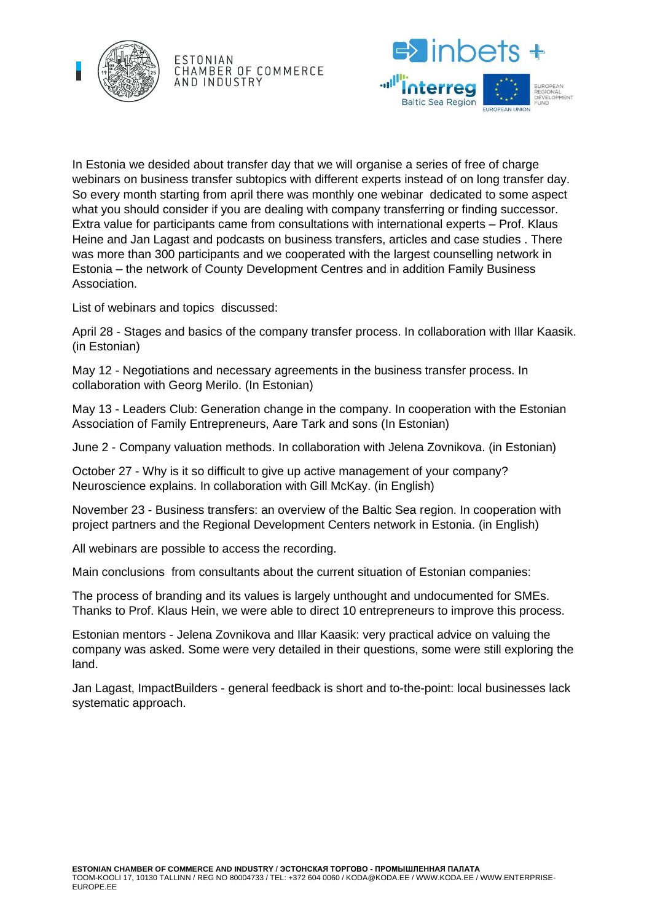In Estonia we desided about transfer day that we will organise a series of free of charge webinars on business transfer subtopics with different experts instead of on long transfer day. So every month starting from april there was monthly one webinar dedicated to some aspect what you should consider if you are dealing with company transferring or finding successor. Extra value for participants came from consultations with international experts – Prof. Klaus Heine and Jan Lagast and podcasts on business transfers, articles and case studies . There was more than 300 participants and we cooperated with the largest counselling network in Estonia – the network of County Development Centres and in addition Family Business Association.

List of webinars and topics discussed:

April 28 - Stages and basics of the company transfer process. In collaboration with Illar Kaasik. (in Estonian)

May 12 - Negotiations and necessary agreements in the business transfer process. In collaboration with Georg Merilo. (In Estonian)

May 13 - Leaders Club: Generation change in the company. In cooperation with the Estonian Association of Family Entrepreneurs, Aare Tark and sons (In Estonian)

June 2 - Company valuation methods. In collaboration with Jelena Zovnikova. (in Estonian)

October 27 - Why is it so difficult to give up active management of your company? Neuroscience explains. In collaboration with Gill McKay. (in English)

November 23 - Business transfers: an overview of the Baltic Sea region. In cooperation with project partners and the Regional Development Centers network in Estonia. (in English)

All webinars are possible to access the recording.

Main conclusions from consultants about the current situation of Estonian companies:

The process of branding and its values is largely unthought and undocumented for SMEs. Thanks to Prof. Klaus Hein, we were able to direct 10 entrepreneurs to improve this process.

Estonian mentors - Jelena Zovnikova and Illar Kaasik: very practical advice on valuing the company was asked. Some were very detailed in their questions, some were still exploring the land.

Jan Lagast, ImpactBuilders - general feedback is short and to-the-point: local businesses lack systematic approach.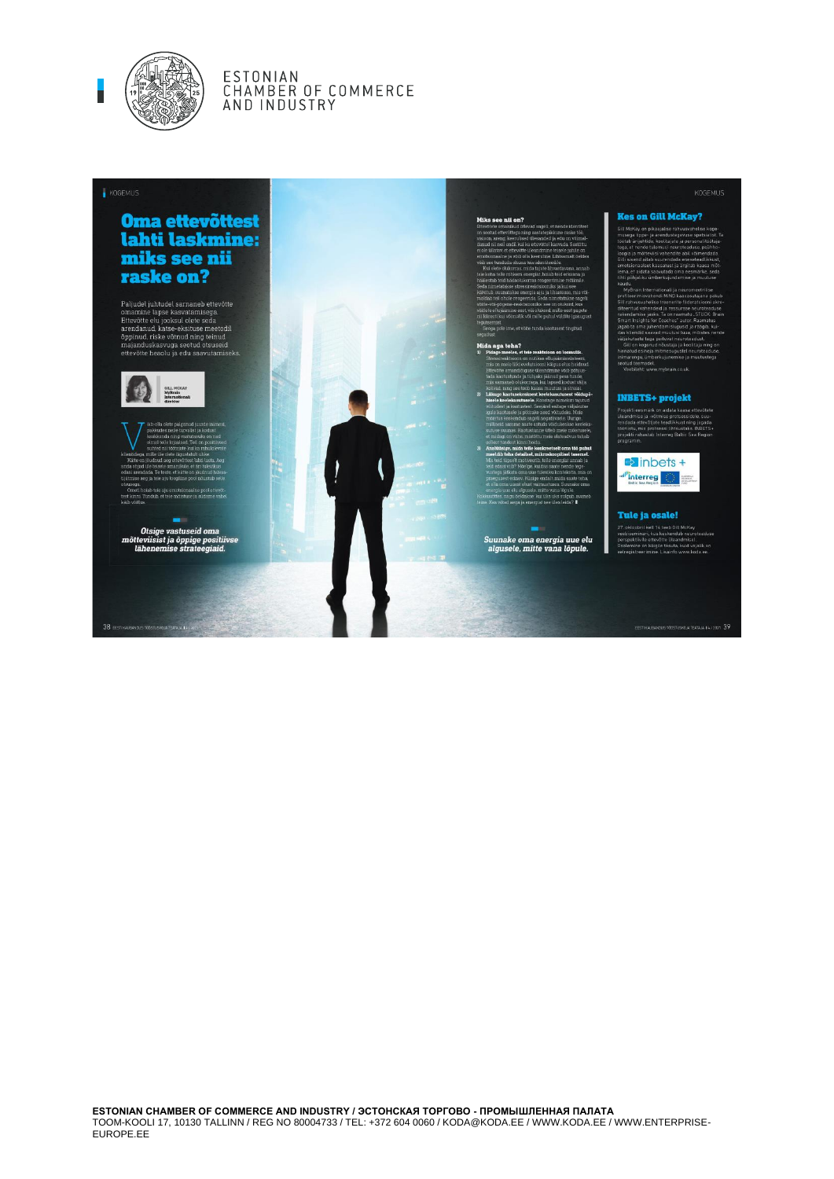ESTONIAN CHAMBER OF COMMERCE AND INDUSTRY

KOGEMUS

# Oma ettevõttest lahti laskmine: miks see nii raske on?

Paljudel juhtudel sarnaneb ettevõtte omanikke lapse kasvatamisega. Ettevõtte elu jooksul olete seda arendanud, katse-eksituse meetodil õppinud, riske võtnud ning teinud majanduskasvuga seotud otsuseid ettevõtte heaolu ja edu saavutamiseks.

**GILL MCKAY**
MyBrain International director

*Otsige vastuseid oma mõtteviisist ja õppige positiivse lähenemise strateegiaid.*

## Miks see nii on?

## Mida aga teha?

*Suunake oma energia uue elu algusele, mitte vana lõpule.*

## Kes on Gill McKay?

## INBETS+ projekt

inbets+

Interreg Baltic Sea Region

## Tule ja osale!

**ESTONIAN CHAMBER OF COMMERCE AND INDUSTRY / ЭСТОНСКАЯ ТОРГОВО - ПРОМЫШЛЕННАЯ ПАЛАТА**
TOOM-KOOLI 17, 10130 TALLINN / REG NO 80004733 / TEL: +372 604 0060 / KODA@KODA.EE / WWW.KODA.EE / WWW.ENTERPRISE-EUROPE.EE